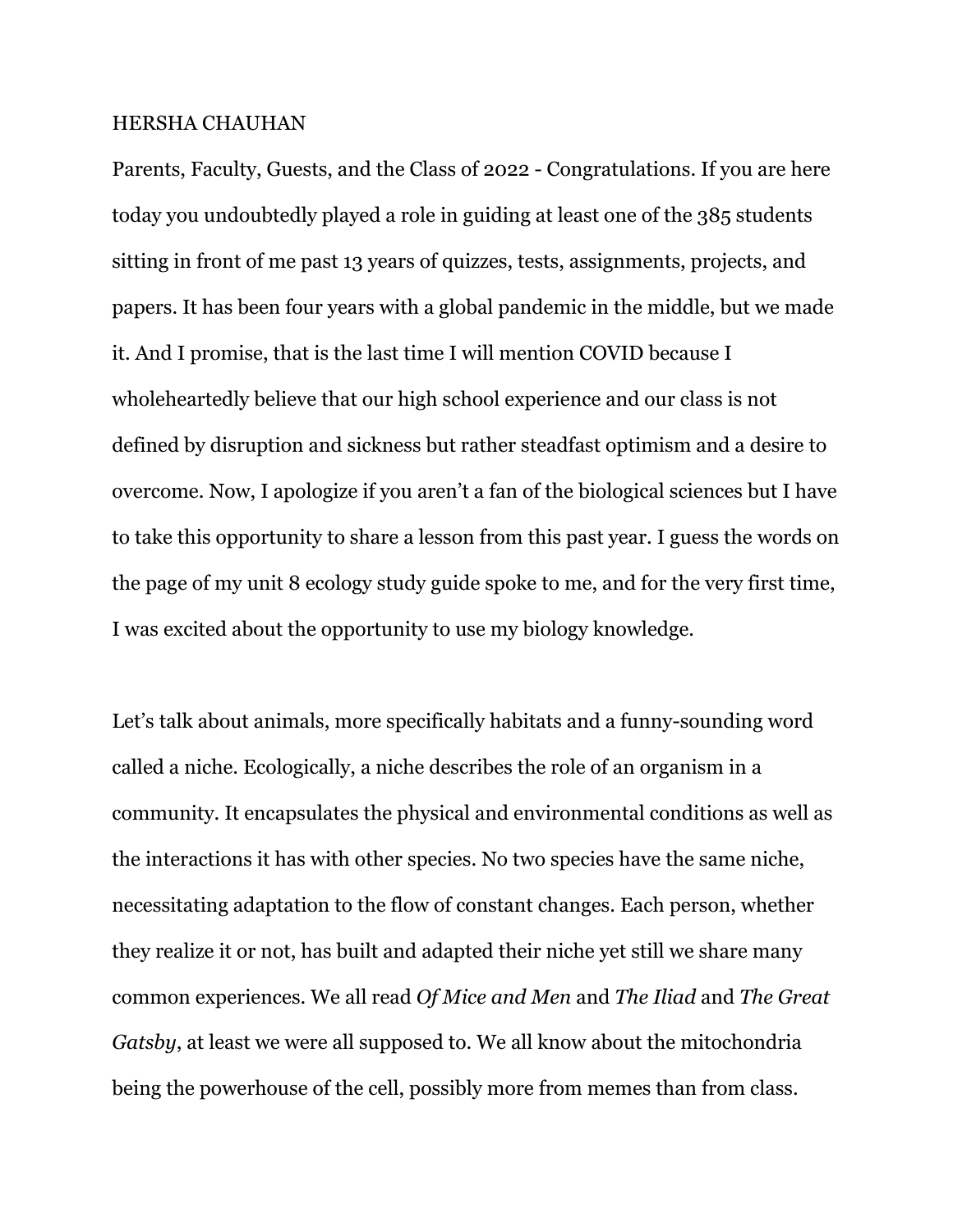HERSHA CHAUHAN

Parents, Faculty, Guests, and the Class of 2022 - Congratulations. If you are here today you undoubtedly played a role in guiding at least one of the 385 students sitting in front of me past 13 years of quizzes, tests, assignments, projects, and papers. It has been four years with a global pandemic in the middle, but we made it. And I promise, that is the last time I will mention COVID because I wholeheartedly believe that our high school experience and our class is not defined by disruption and sickness but rather steadfast optimism and a desire to overcome. Now, I apologize if you aren't a fan of the biological sciences but I have to take this opportunity to share a lesson from this past year. I guess the words on the page of my unit 8 ecology study guide spoke to me, and for the very first time, I was excited about the opportunity to use my biology knowledge.

Let's talk about animals, more specifically habitats and a funny-sounding word called a niche. Ecologically, a niche describes the role of an organism in a community. It encapsulates the physical and environmental conditions as well as the interactions it has with other species. No two species have the same niche, necessitating adaptation to the flow of constant changes. Each person, whether they realize it or not, has built and adapted their niche yet still we share many common experiences. We all read *Of Mice and Men* and *The Iliad* and *The Great Gatsby*, at least we were all supposed to. We all know about the mitochondria being the powerhouse of the cell, possibly more from memes than from class.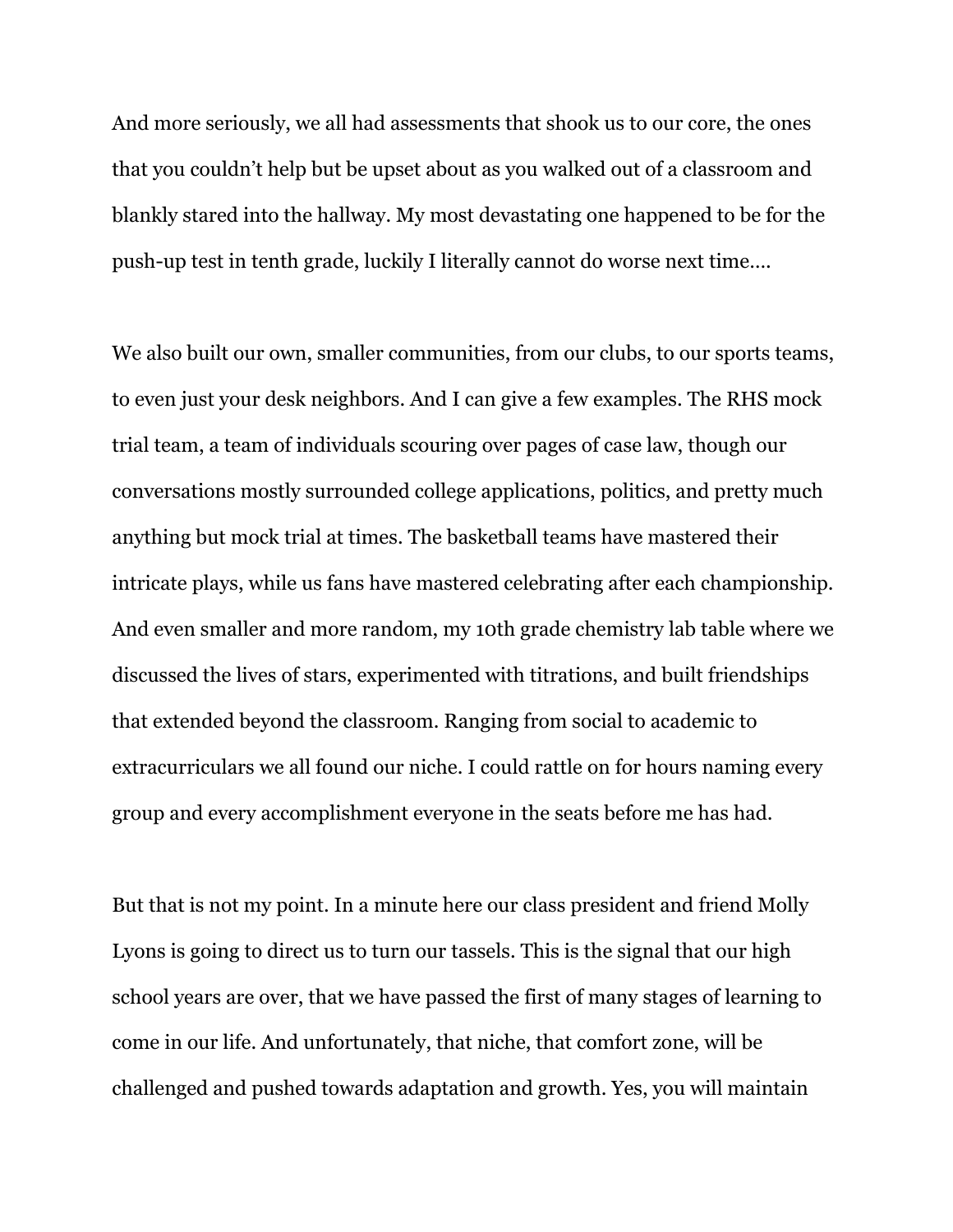And more seriously, we all had assessments that shook us to our core, the ones that you couldn't help but be upset about as you walked out of a classroom and blankly stared into the hallway. My most devastating one happened to be for the push-up test in tenth grade, luckily I literally cannot do worse next time….

We also built our own, smaller communities, from our clubs, to our sports teams, to even just your desk neighbors. And I can give a few examples. The RHS mock trial team, a team of individuals scouring over pages of case law, though our conversations mostly surrounded college applications, politics, and pretty much anything but mock trial at times. The basketball teams have mastered their intricate plays, while us fans have mastered celebrating after each championship. And even smaller and more random, my 10th grade chemistry lab table where we discussed the lives of stars, experimented with titrations, and built friendships that extended beyond the classroom. Ranging from social to academic to extracurriculars we all found our niche. I could rattle on for hours naming every group and every accomplishment everyone in the seats before me has had.

But that is not my point. In a minute here our class president and friend Molly Lyons is going to direct us to turn our tassels. This is the signal that our high school years are over, that we have passed the first of many stages of learning to come in our life. And unfortunately, that niche, that comfort zone, will be challenged and pushed towards adaptation and growth. Yes, you will maintain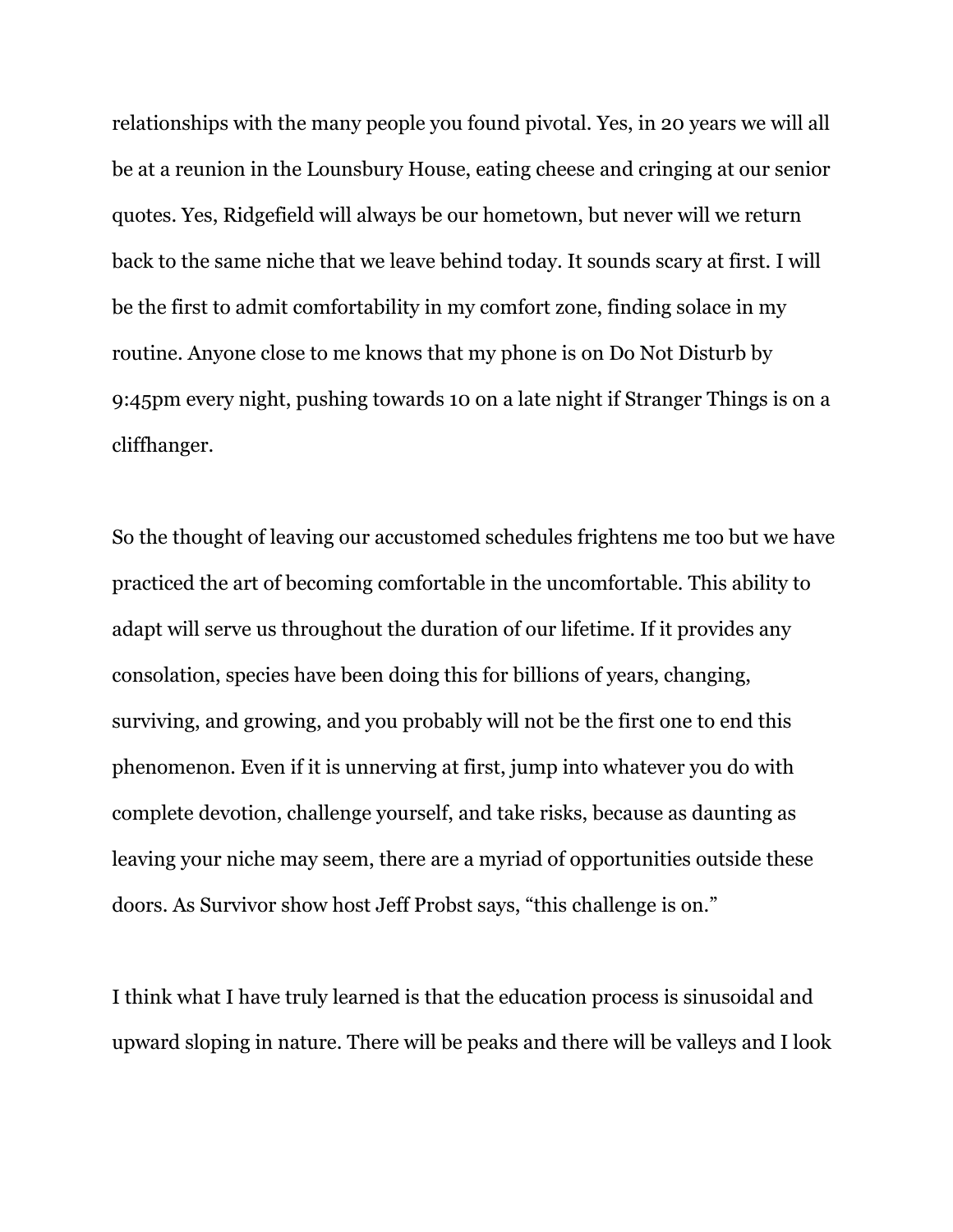relationships with the many people you found pivotal. Yes, in 20 years we will all be at a reunion in the Lounsbury House, eating cheese and cringing at our senior quotes. Yes, Ridgefield will always be our hometown, but never will we return back to the same niche that we leave behind today. It sounds scary at first. I will be the first to admit comfortability in my comfort zone, finding solace in my routine. Anyone close to me knows that my phone is on Do Not Disturb by 9:45pm every night, pushing towards 10 on a late night if Stranger Things is on a cliffhanger.

So the thought of leaving our accustomed schedules frightens me too but we have practiced the art of becoming comfortable in the uncomfortable. This ability to adapt will serve us throughout the duration of our lifetime. If it provides any consolation, species have been doing this for billions of years, changing, surviving, and growing, and you probably will not be the first one to end this phenomenon. Even if it is unnerving at first, jump into whatever you do with complete devotion, challenge yourself, and take risks, because as daunting as leaving your niche may seem, there are a myriad of opportunities outside these doors. As Survivor show host Jeff Probst says, "this challenge is on."

I think what I have truly learned is that the education process is sinusoidal and upward sloping in nature. There will be peaks and there will be valleys and I look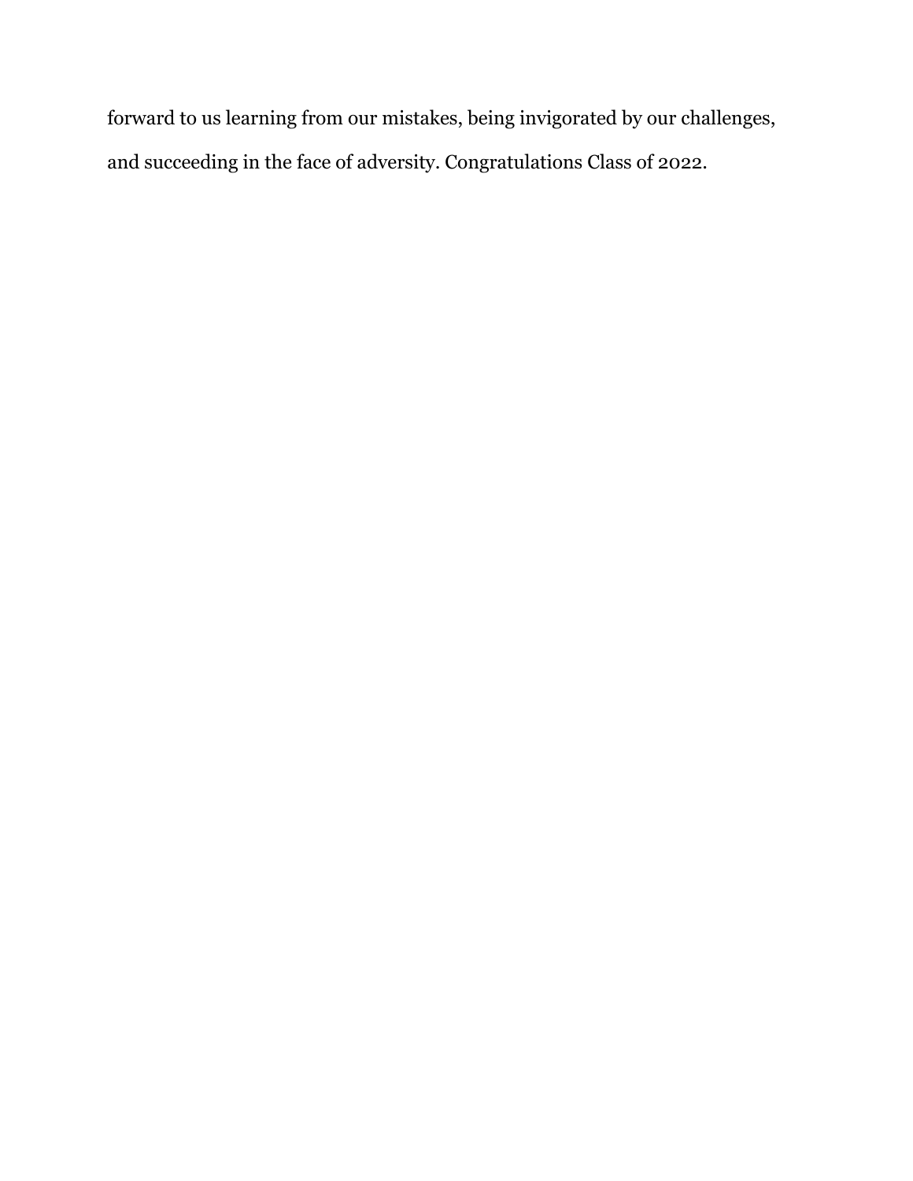forward to us learning from our mistakes, being invigorated by our challenges, and succeeding in the face of adversity. Congratulations Class of 2022.